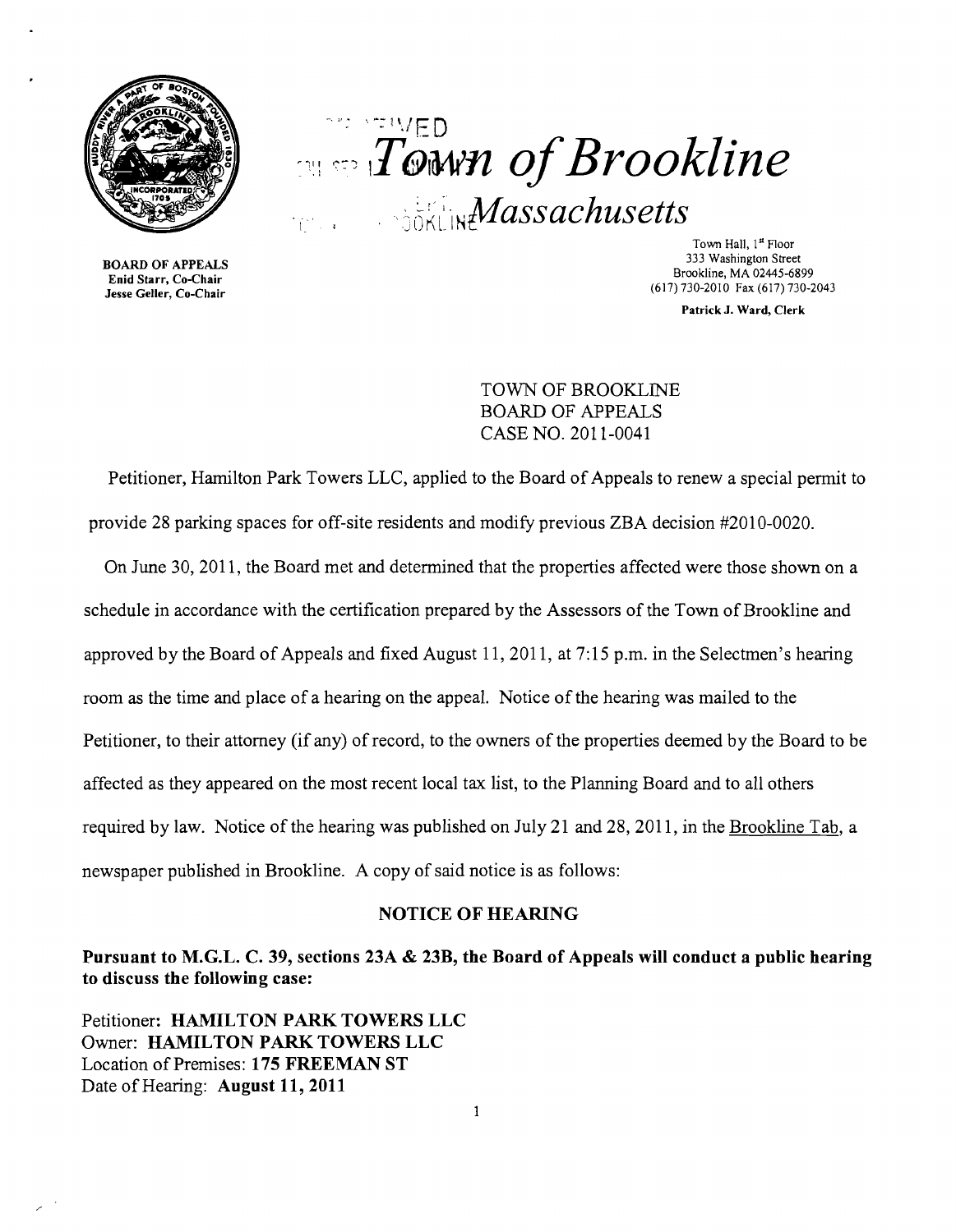# Town of Brookline
## Massachusetts

**BOARD OF APPEALS**
**Enid Starr, Co-Chair**
**Jesse Geller, Co-Chair**

Town Hall, 1st Floor
333 Washington Street
Brookline, MA 02445-6899
(617) 730-2010 Fax (617) 730-2043

**Patrick J. Ward, Clerk**

TOWN OF BROOKLINE
BOARD OF APPEALS
CASE NO. 2011-0041

Petitioner, Hamilton Park Towers LLC, applied to the Board of Appeals to renew a special permit to provide 28 parking spaces for off-site residents and modify previous ZBA decision #2010-0020.

On June 30, 2011, the Board met and determined that the properties affected were those shown on a schedule in accordance with the certification prepared by the Assessors of the Town of Brookline and approved by the Board of Appeals and fixed August 11, 2011, at 7:15 p.m. in the Selectmen's hearing room as the time and place of a hearing on the appeal. Notice of the hearing was mailed to the Petitioner, to their attorney (if any) of record, to the owners of the properties deemed by the Board to be affected as they appeared on the most recent local tax list, to the Planning Board and to all others required by law. Notice of the hearing was published on July 21 and 28, 2011, in the Brookline Tab, a newspaper published in Brookline. A copy of said notice is as follows:

### NOTICE OF HEARING

**Pursuant to M.G.L. C. 39, sections 23A & 23B, the Board of Appeals will conduct a public hearing to discuss the following case:**

Petitioner: **HAMILTON PARK TOWERS LLC**
Owner: **HAMILTON PARK TOWERS LLC**
Location of Premises: **175 FREEMAN ST**
Date of Hearing: **August 11, 2011**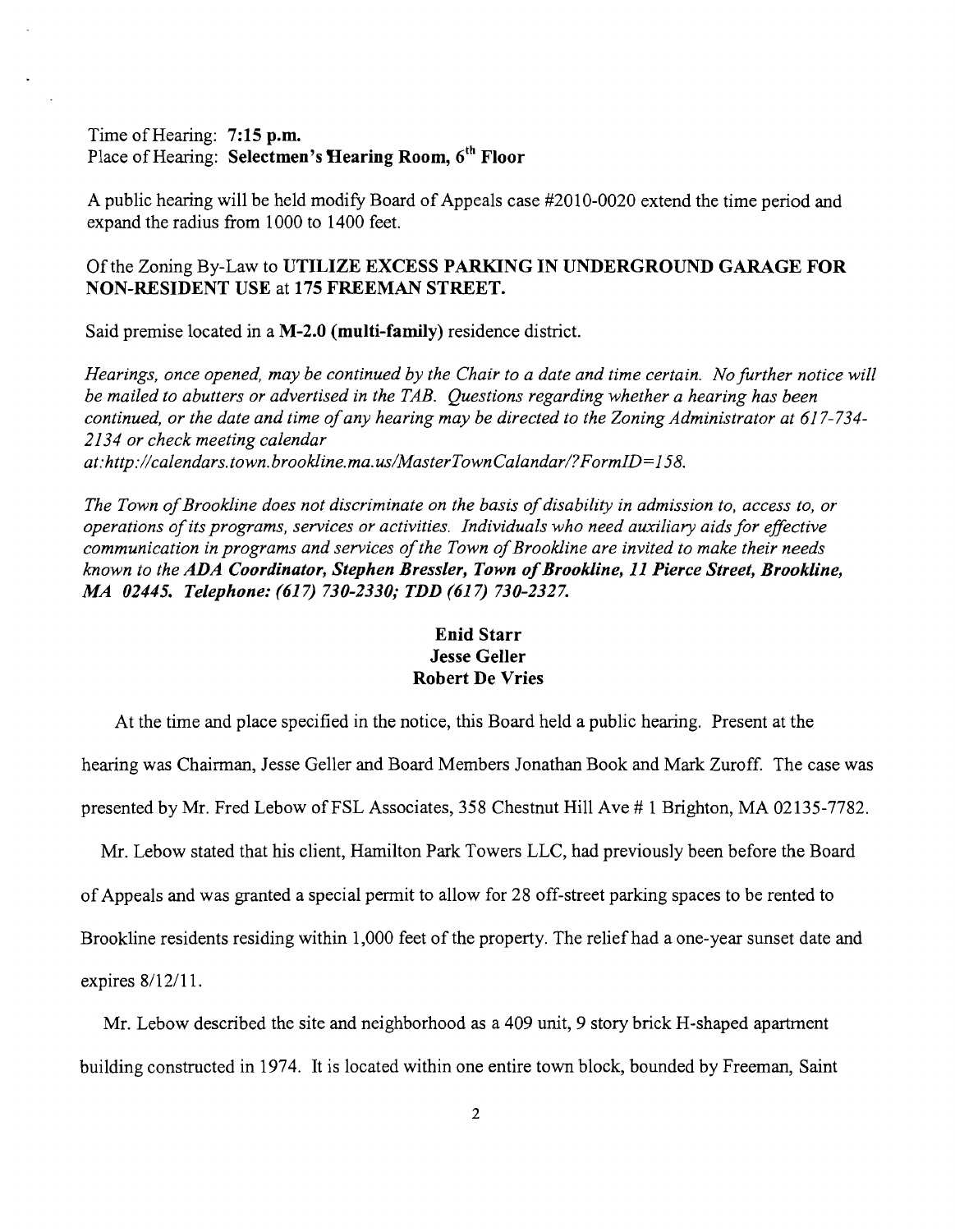Time of Hearing: **7:15 p.m.**
Place of Hearing: **Selectmen's Hearing Room, 6th Floor**

A public hearing will be held modify Board of Appeals case #2010-0020 extend the time period and expand the radius from 1000 to 1400 feet.

Of the Zoning By-Law to **UTILIZE EXCESS PARKING IN UNDERGROUND GARAGE FOR NON-RESIDENT USE** at **175 FREEMAN STREET.**

Said premise located in a **M-2.0 (multi-family)** residence district.

*Hearings, once opened, may be continued by the Chair to a date and time certain. No further notice will be mailed to abutters or advertised in the TAB. Questions regarding whether a hearing has been continued, or the date and time of any hearing may be directed to the Zoning Administrator at 617-734-2134 or check meeting calendar at:http://calendars.town.brookline.ma.us/MasterTownCalandar/?FormID=158.*

*The Town of Brookline does not discriminate on the basis of disability in admission to, access to, or operations of its programs, services or activities. Individuals who need auxiliary aids for effective communication in programs and services of the Town of Brookline are invited to make their needs known to the **ADA Coordinator, Stephen Bressler, Town of Brookline, 11 Pierce Street, Brookline, MA 02445. Telephone: (617) 730-2330; TDD (617) 730-2327.***

**Enid Starr**
**Jesse Geller**
**Robert De Vries**

At the time and place specified in the notice, this Board held a public hearing. Present at the hearing was Chairman, Jesse Geller and Board Members Jonathan Book and Mark Zuroff. The case was presented by Mr. Fred Lebow of FSL Associates, 358 Chestnut Hill Ave # 1 Brighton, MA 02135-7782.

Mr. Lebow stated that his client, Hamilton Park Towers LLC, had previously been before the Board of Appeals and was granted a special permit to allow for 28 off-street parking spaces to be rented to Brookline residents residing within 1,000 feet of the property. The relief had a one-year sunset date and expires 8/12/11.

Mr. Lebow described the site and neighborhood as a 409 unit, 9 story brick H-shaped apartment building constructed in 1974. It is located within one entire town block, bounded by Freeman, Saint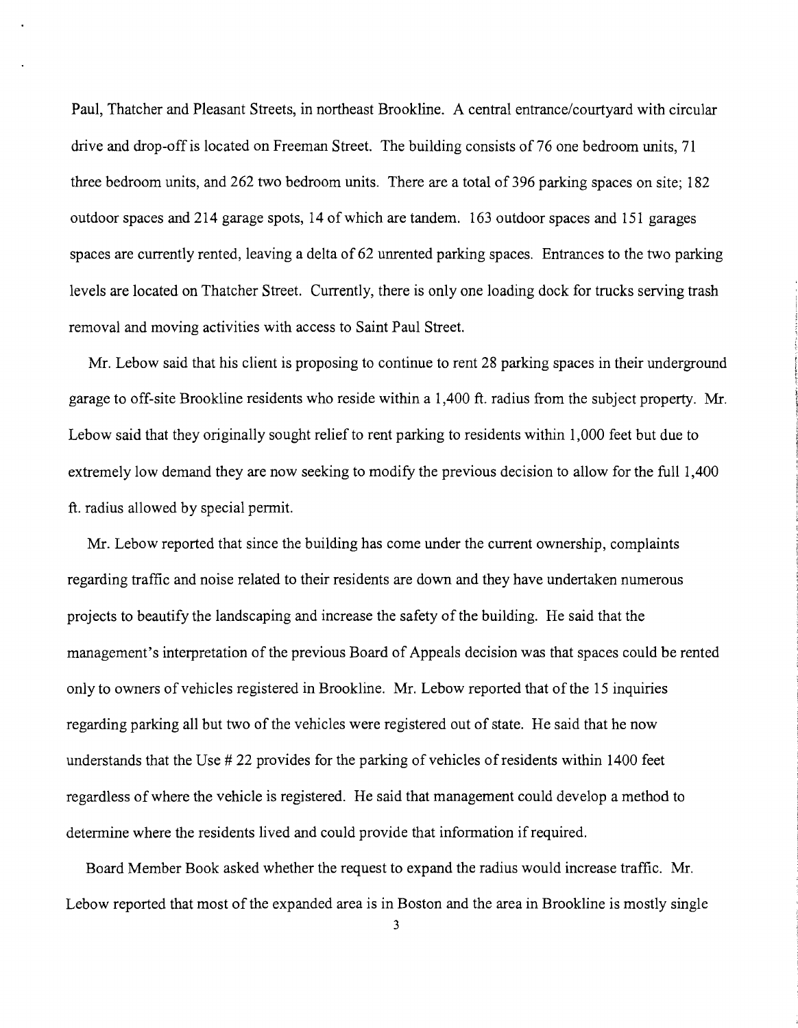Paul, Thatcher and Pleasant Streets, in northeast Brookline. A central entrance/courtyard with circular drive and drop-off is located on Freeman Street. The building consists of 76 one bedroom units, 71 three bedroom units, and 262 two bedroom units. There are a total of 396 parking spaces on site; 182 outdoor spaces and 214 garage spots, 14 of which are tandem. 163 outdoor spaces and 151 garages spaces are currently rented, leaving a delta of 62 unrented parking spaces. Entrances to the two parking levels are located on Thatcher Street. Currently, there is only one loading dock for trucks serving trash removal and moving activities with access to Saint Paul Street.

Mr. Lebow said that his client is proposing to continue to rent 28 parking spaces in their underground garage to off-site Brookline residents who reside within a 1,400 ft. radius from the subject property. Mr. Lebow said that they originally sought relief to rent parking to residents within 1,000 feet but due to extremely low demand they are now seeking to modify the previous decision to allow for the full 1,400 ft. radius allowed by special permit.

Mr. Lebow reported that since the building has come under the current ownership, complaints regarding traffic and noise related to their residents are down and they have undertaken numerous projects to beautify the landscaping and increase the safety of the building. He said that the management's interpretation of the previous Board of Appeals decision was that spaces could be rented only to owners of vehicles registered in Brookline. Mr. Lebow reported that of the 15 inquiries regarding parking all but two of the vehicles were registered out of state. He said that he now understands that the Use # 22 provides for the parking of vehicles of residents within 1400 feet regardless of where the vehicle is registered. He said that management could develop a method to determine where the residents lived and could provide that information if required.

Board Member Book asked whether the request to expand the radius would increase traffic. Mr. Lebow reported that most of the expanded area is in Boston and the area in Brookline is mostly single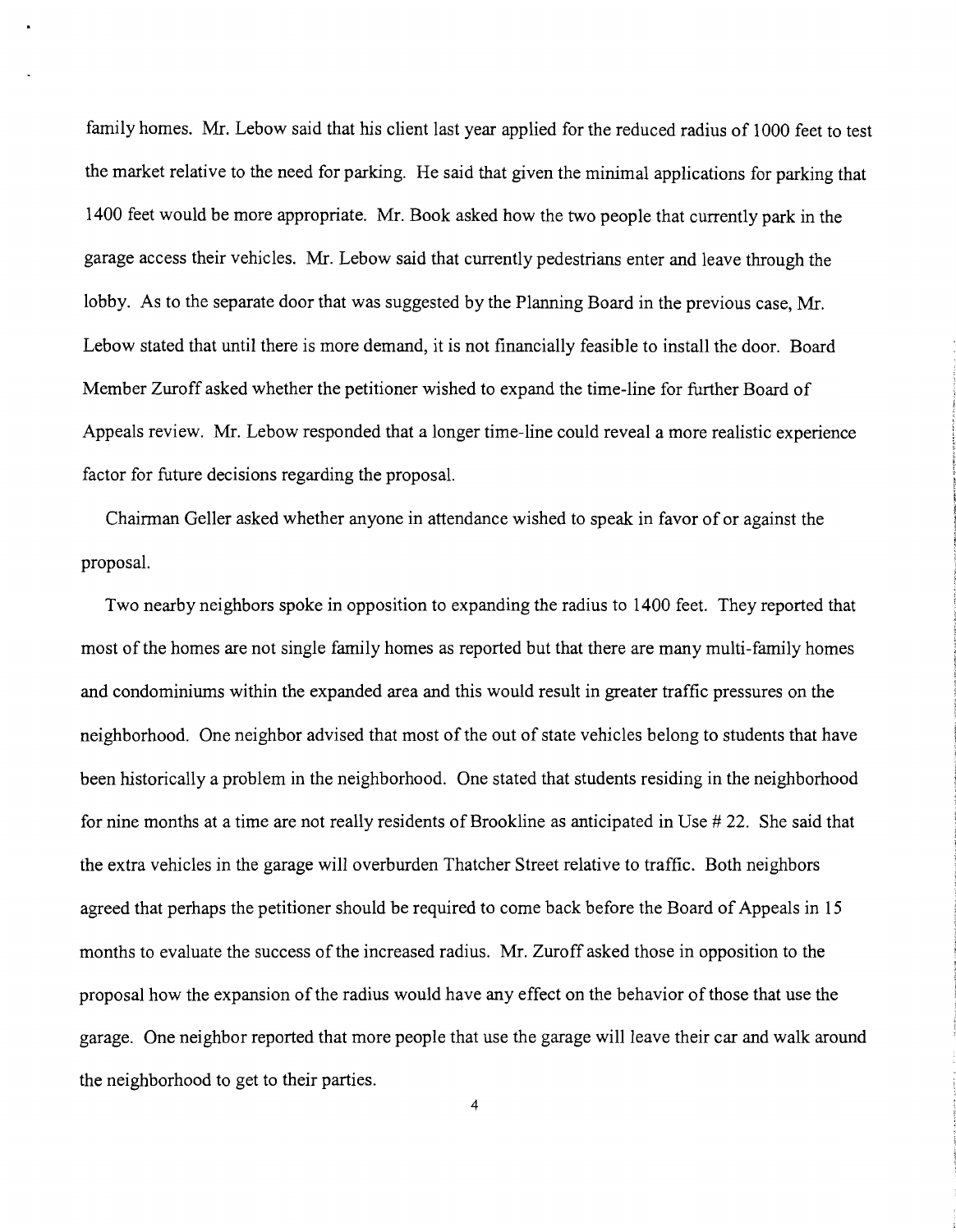family homes. Mr. Lebow said that his client last year applied for the reduced radius of 1000 feet to test the market relative to the need for parking. He said that given the minimal applications for parking that 1400 feet would be more appropriate. Mr. Book asked how the two people that currently park in the garage access their vehicles. Mr. Lebow said that currently pedestrians enter and leave through the lobby. As to the separate door that was suggested by the Planning Board in the previous case, Mr. Lebow stated that until there is more demand, it is not financially feasible to install the door. Board Member Zuroff asked whether the petitioner wished to expand the time-line for further Board of Appeals review. Mr. Lebow responded that a longer time-line could reveal a more realistic experience factor for future decisions regarding the proposal.

Chairman Geller asked whether anyone in attendance wished to speak in favor of or against the proposal.

Two nearby neighbors spoke in opposition to expanding the radius to 1400 feet. They reported that most of the homes are not single family homes as reported but that there are many multi-family homes and condominiums within the expanded area and this would result in greater traffic pressures on the neighborhood. One neighbor advised that most of the out of state vehicles belong to students that have been historically a problem in the neighborhood. One stated that students residing in the neighborhood for nine months at a time are not really residents of Brookline as anticipated in Use # 22. She said that the extra vehicles in the garage will overburden Thatcher Street relative to traffic. Both neighbors agreed that perhaps the petitioner should be required to come back before the Board of Appeals in 15 months to evaluate the success of the increased radius. Mr. Zuroff asked those in opposition to the proposal how the expansion of the radius would have any effect on the behavior of those that use the garage. One neighbor reported that more people that use the garage will leave their car and walk around the neighborhood to get to their parties.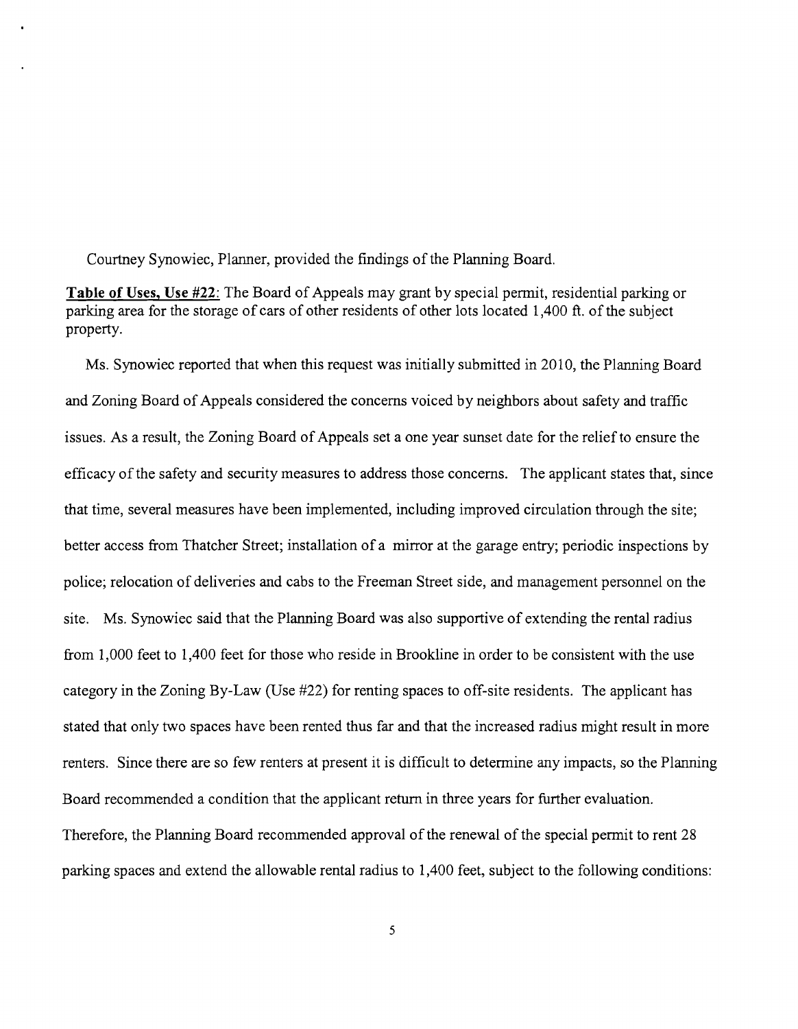Courtney Synowiec, Planner, provided the findings of the Planning Board.

**Table of Uses, Use #22**: The Board of Appeals may grant by special permit, residential parking or parking area for the storage of cars of other residents of other lots located 1,400 ft. of the subject property.

Ms. Synowiec reported that when this request was initially submitted in 2010, the Planning Board and Zoning Board of Appeals considered the concerns voiced by neighbors about safety and traffic issues. As a result, the Zoning Board of Appeals set a one year sunset date for the relief to ensure the efficacy of the safety and security measures to address those concerns. The applicant states that, since that time, several measures have been implemented, including improved circulation through the site; better access from Thatcher Street; installation of a mirror at the garage entry; periodic inspections by police; relocation of deliveries and cabs to the Freeman Street side, and management personnel on the site. Ms. Synowiec said that the Planning Board was also supportive of extending the rental radius from 1,000 feet to 1,400 feet for those who reside in Brookline in order to be consistent with the use category in the Zoning By-Law (Use #22) for renting spaces to off-site residents. The applicant has stated that only two spaces have been rented thus far and that the increased radius might result in more renters. Since there are so few renters at present it is difficult to determine any impacts, so the Planning Board recommended a condition that the applicant return in three years for further evaluation. Therefore, the Planning Board recommended approval of the renewal of the special permit to rent 28 parking spaces and extend the allowable rental radius to 1,400 feet, subject to the following conditions: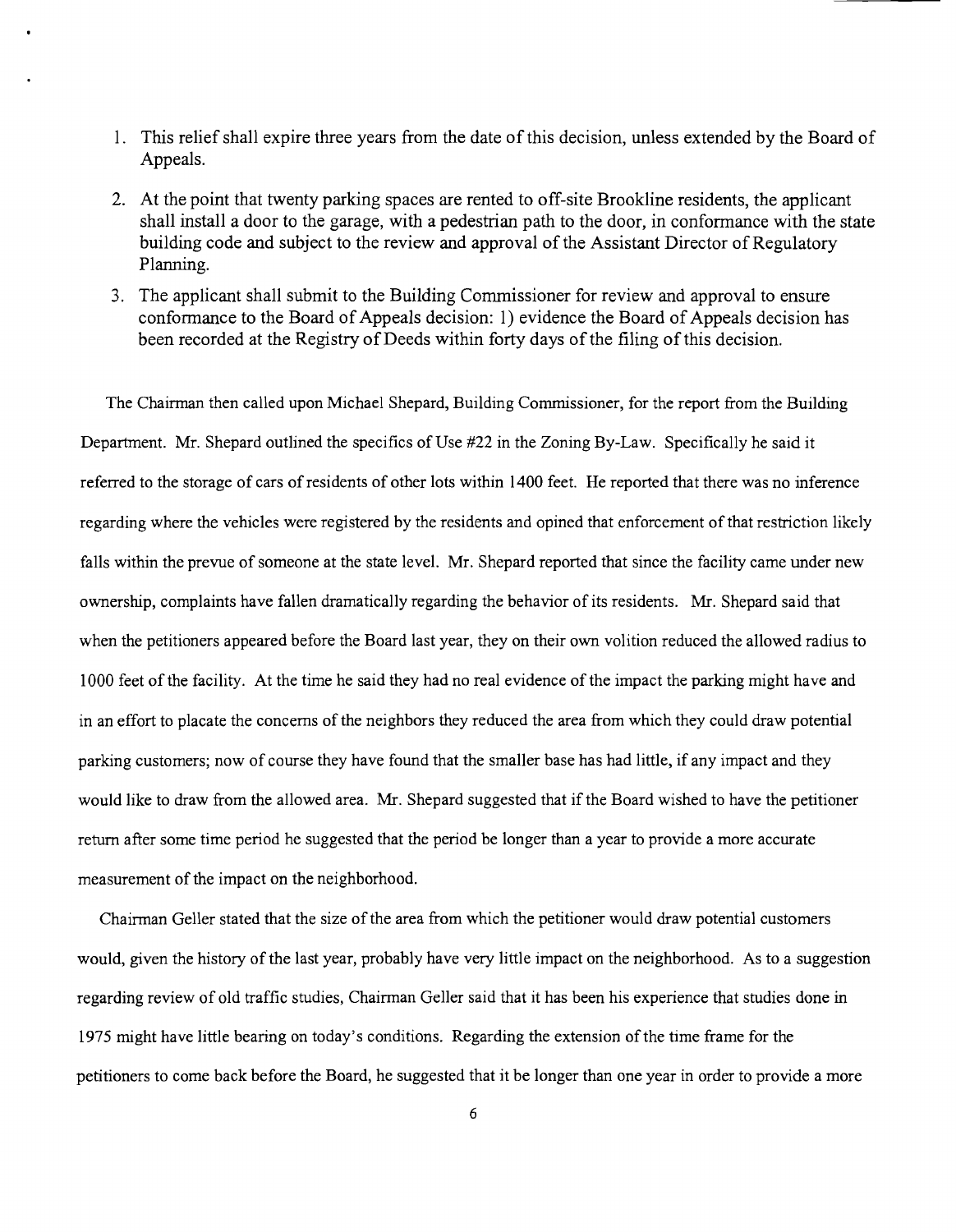1. This relief shall expire three years from the date of this decision, unless extended by the Board of Appeals.
2. At the point that twenty parking spaces are rented to off-site Brookline residents, the applicant shall install a door to the garage, with a pedestrian path to the door, in conformance with the state building code and subject to the review and approval of the Assistant Director of Regulatory Planning.
3. The applicant shall submit to the Building Commissioner for review and approval to ensure conformance to the Board of Appeals decision: 1) evidence the Board of Appeals decision has been recorded at the Registry of Deeds within forty days of the filing of this decision.

The Chairman then called upon Michael Shepard, Building Commissioner, for the report from the Building Department. Mr. Shepard outlined the specifics of Use #22 in the Zoning By-Law. Specifically he said it referred to the storage of cars of residents of other lots within 1400 feet. He reported that there was no inference regarding where the vehicles were registered by the residents and opined that enforcement of that restriction likely falls within the prevue of someone at the state level. Mr. Shepard reported that since the facility came under new ownership, complaints have fallen dramatically regarding the behavior of its residents. Mr. Shepard said that when the petitioners appeared before the Board last year, they on their own volition reduced the allowed radius to 1000 feet of the facility. At the time he said they had no real evidence of the impact the parking might have and in an effort to placate the concerns of the neighbors they reduced the area from which they could draw potential parking customers; now of course they have found that the smaller base has had little, if any impact and they would like to draw from the allowed area. Mr. Shepard suggested that if the Board wished to have the petitioner return after some time period he suggested that the period be longer than a year to provide a more accurate measurement of the impact on the neighborhood.

Chairman Geller stated that the size of the area from which the petitioner would draw potential customers would, given the history of the last year, probably have very little impact on the neighborhood. As to a suggestion regarding review of old traffic studies, Chairman Geller said that it has been his experience that studies done in 1975 might have little bearing on today's conditions. Regarding the extension of the time frame for the petitioners to come back before the Board, he suggested that it be longer than one year in order to provide a more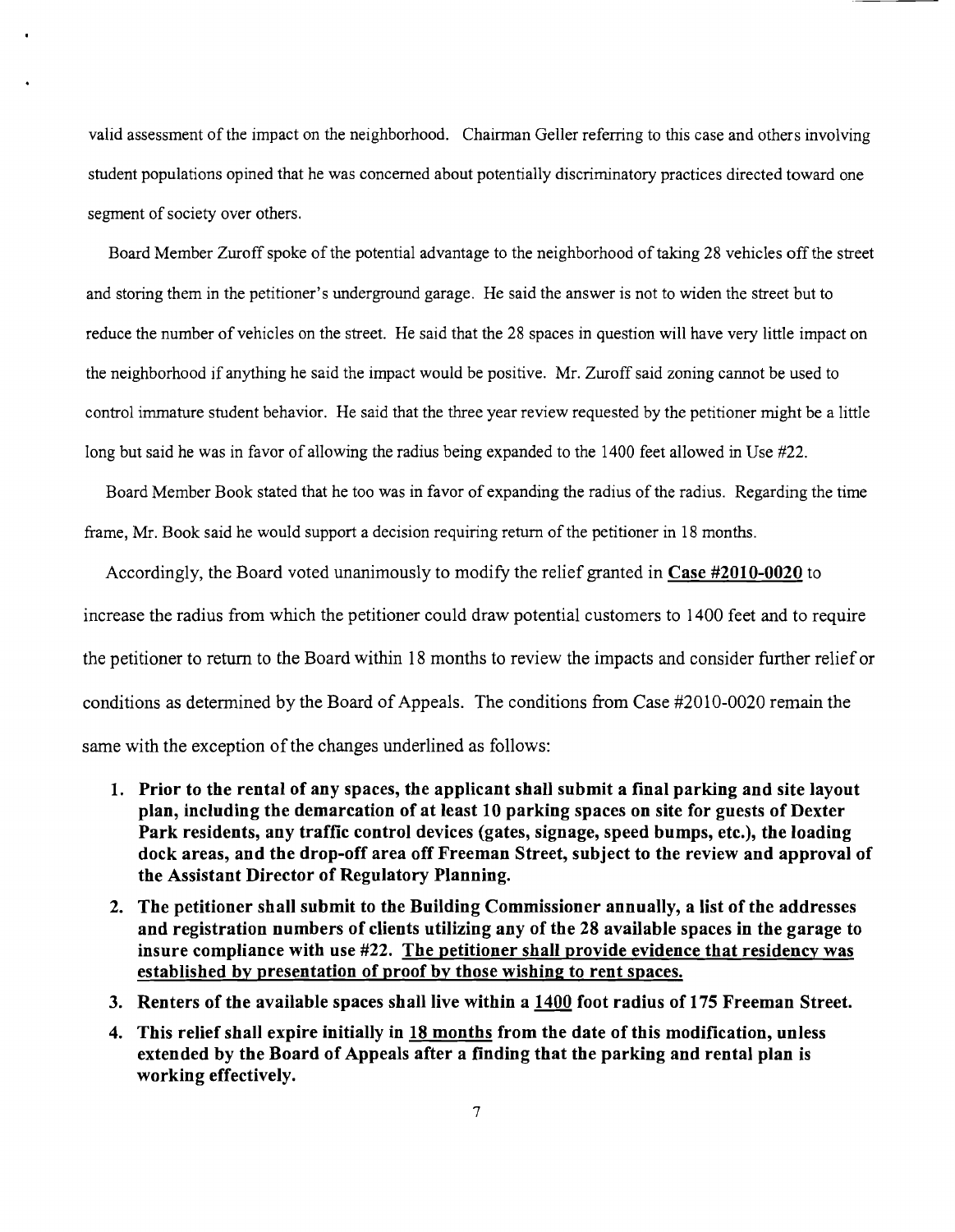valid assessment of the impact on the neighborhood. Chairman Geller referring to this case and others involving student populations opined that he was concerned about potentially discriminatory practices directed toward one segment of society over others.

Board Member Zuroff spoke of the potential advantage to the neighborhood of taking 28 vehicles off the street and storing them in the petitioner's underground garage. He said the answer is not to widen the street but to reduce the number of vehicles on the street. He said that the 28 spaces in question will have very little impact on the neighborhood if anything he said the impact would be positive. Mr. Zuroff said zoning cannot be used to control immature student behavior. He said that the three year review requested by the petitioner might be a little long but said he was in favor of allowing the radius being expanded to the 1400 feet allowed in Use #22.

Board Member Book stated that he too was in favor of expanding the radius of the radius. Regarding the time frame, Mr. Book said he would support a decision requiring return of the petitioner in 18 months.

Accordingly, the Board voted unanimously to modify the relief granted in **<u>Case #2010-0020</u>** to increase the radius from which the petitioner could draw potential customers to 1400 feet and to require the petitioner to return to the Board within 18 months to review the impacts and consider further relief or conditions as determined by the Board of Appeals. The conditions from Case #2010-0020 remain the same with the exception of the changes underlined as follows:

1. **Prior to the rental of any spaces, the applicant shall submit a final parking and site layout plan, including the demarcation of at least 10 parking spaces on site for guests of Dexter Park residents, any traffic control devices (gates, signage, speed bumps, etc.), the loading dock areas, and the drop-off area off Freeman Street, subject to the review and approval of the Assistant Director of Regulatory Planning.**
2. **The petitioner shall submit to the Building Commissioner annually, a list of the addresses and registration numbers of clients utilizing any of the 28 available spaces in the garage to insure compliance with use #22. <u>The petitioner shall provide evidence that residency was established by presentation of proof by those wishing to rent spaces.</u>**
3. **Renters of the available spaces shall live within a <u>1400</u> foot radius of 175 Freeman Street.**
4. **This relief shall expire initially in <u>18 months</u> from the date of this modification, unless extended by the Board of Appeals after a finding that the parking and rental plan is working effectively.**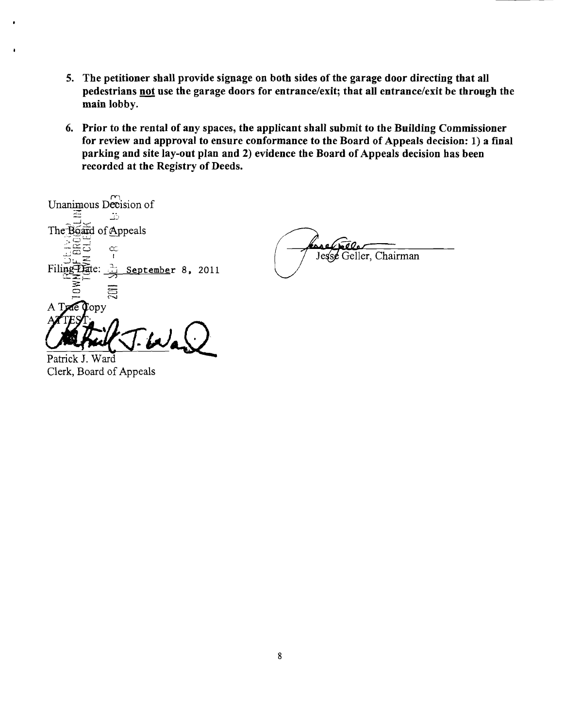5. **The petitioner shall provide signage on both sides of the garage door directing that all pedestrians not use the garage doors for entrance/exit; that all entrance/exit be through the main lobby.**

6. **Prior to the rental of any spaces, the applicant shall submit to the Building Commissioner for review and approval to ensure conformance to the Board of Appeals decision: 1) a final parking and site lay-out plan and 2) evidence the Board of Appeals decision has been recorded at the Registry of Deeds.**

Unanimous Decision of

The Board of Appeals

Filing Date: September 8, 2011

Jesse Geller, Chairman

A True Copy

ATTEST:

Patrick J. Ward

Clerk, Board of Appeals